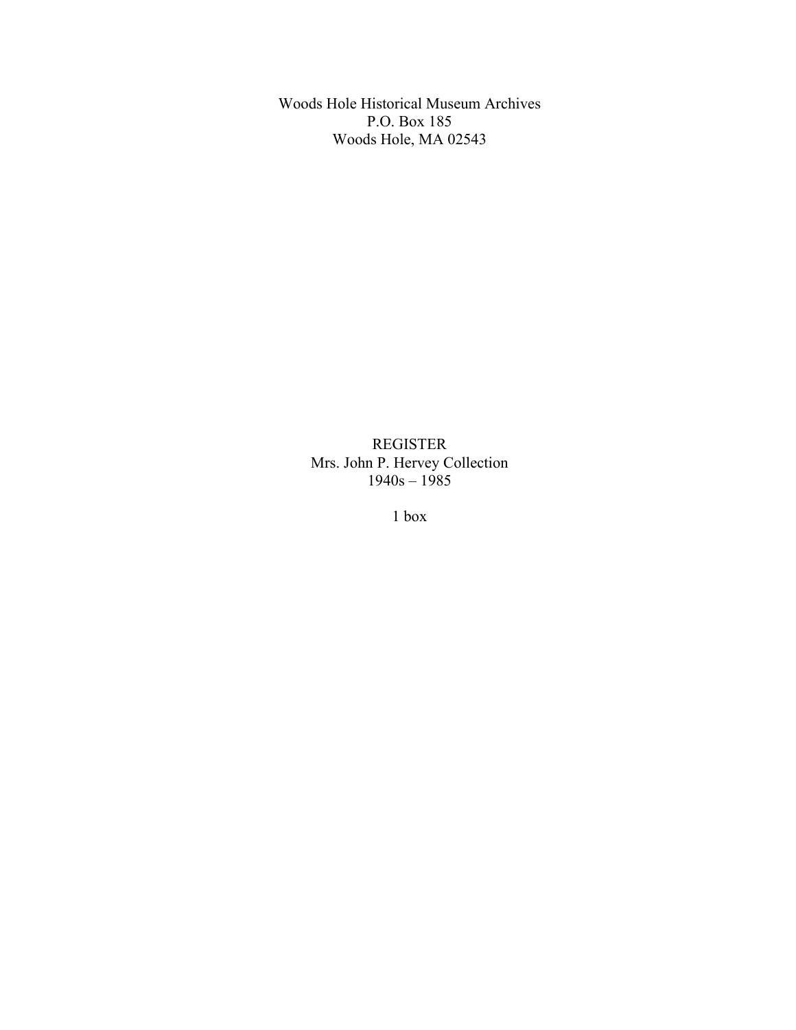Woods Hole Historical Museum Archives
P.O. Box 185
Woods Hole, MA 02543

# REGISTER
## Mrs. John P. Hervey Collection
1940s – 1985

1 box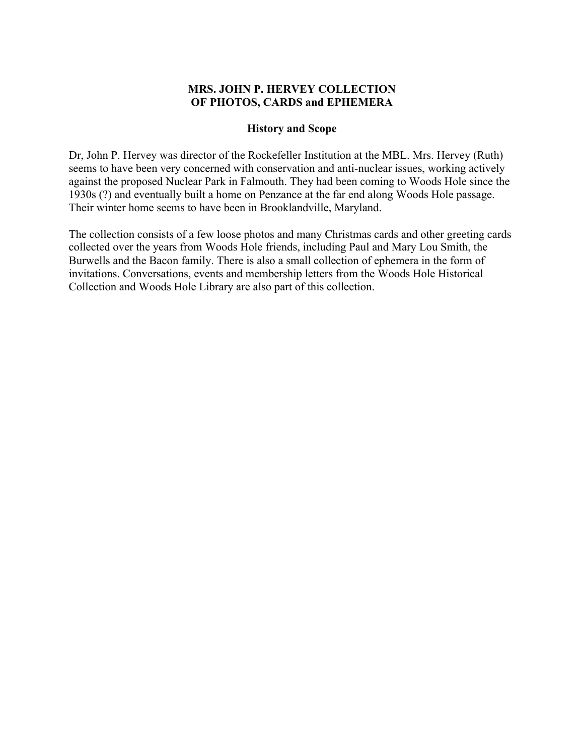# MRS. JOHN P. HERVEY COLLECTION
# OF PHOTOS, CARDS and EPHEMERA

## History and Scope

Dr, John P. Hervey was director of the Rockefeller Institution at the MBL. Mrs. Hervey (Ruth) seems to have been very concerned with conservation and anti-nuclear issues, working actively against the proposed Nuclear Park in Falmouth. They had been coming to Woods Hole since the 1930s (?) and eventually built a home on Penzance at the far end along Woods Hole passage. Their winter home seems to have been in Brooklandville, Maryland.

The collection consists of a few loose photos and many Christmas cards and other greeting cards collected over the years from Woods Hole friends, including Paul and Mary Lou Smith, the Burwells and the Bacon family. There is also a small collection of ephemera in the form of invitations. Conversations, events and membership letters from the Woods Hole Historical Collection and Woods Hole Library are also part of this collection.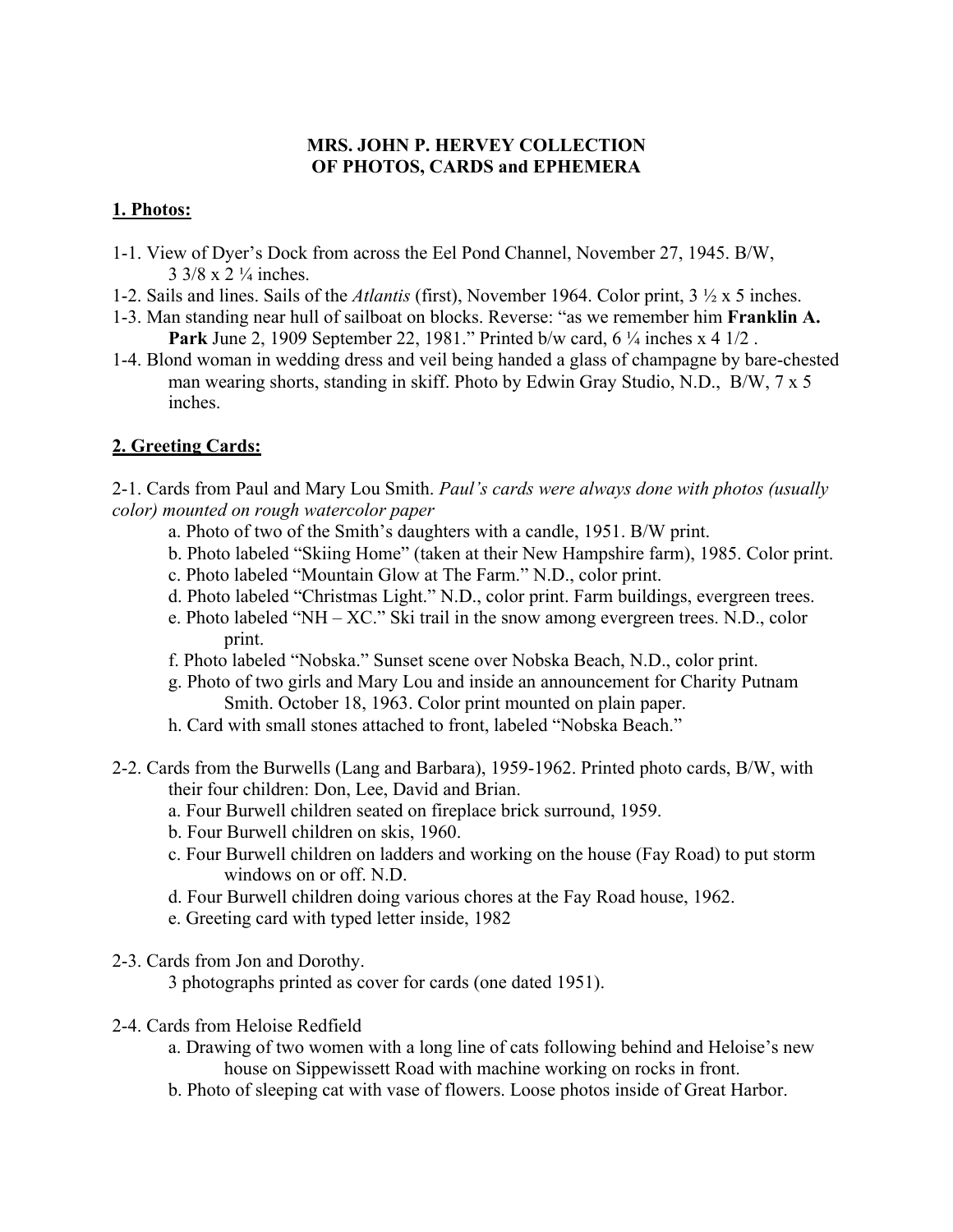**MRS. JOHN P. HERVEY COLLECTION**
**OF PHOTOS, CARDS and EPHEMERA**

## 1. Photos:

1-1. View of Dyer's Dock from across the Eel Pond Channel, November 27, 1945. B/W, 3 3/8 x 2 ¼ inches.

1-2. Sails and lines. Sails of the *Atlantis* (first), November 1964. Color print, 3 ½ x 5 inches.

1-3. Man standing near hull of sailboat on blocks. Reverse: "as we remember him **Franklin A. Park** June 2, 1909 September 22, 1981." Printed b/w card, 6 ¼ inches x 4 1/2 .

1-4. Blond woman in wedding dress and veil being handed a glass of champagne by bare-chested man wearing shorts, standing in skiff. Photo by Edwin Gray Studio, N.D., B/W, 7 x 5 inches.

## 2. Greeting Cards:

2-1. Cards from Paul and Mary Lou Smith. *Paul's cards were always done with photos (usually color) mounted on rough watercolor paper*

- a. Photo of two of the Smith's daughters with a candle, 1951. B/W print.
- b. Photo labeled "Skiing Home" (taken at their New Hampshire farm), 1985. Color print.
- c. Photo labeled "Mountain Glow at The Farm." N.D., color print.
- d. Photo labeled "Christmas Light." N.D., color print. Farm buildings, evergreen trees.
- e. Photo labeled "NH – XC." Ski trail in the snow among evergreen trees. N.D., color print.
- f. Photo labeled "Nobska." Sunset scene over Nobska Beach, N.D., color print.
- g. Photo of two girls and Mary Lou and inside an announcement for Charity Putnam Smith. October 18, 1963. Color print mounted on plain paper.
- h. Card with small stones attached to front, labeled "Nobska Beach."

2-2. Cards from the Burwells (Lang and Barbara), 1959-1962. Printed photo cards, B/W, with their four children: Don, Lee, David and Brian.

- a. Four Burwell children seated on fireplace brick surround, 1959.
- b. Four Burwell children on skis, 1960.
- c. Four Burwell children on ladders and working on the house (Fay Road) to put storm windows on or off. N.D.
- d. Four Burwell children doing various chores at the Fay Road house, 1962.
- e. Greeting card with typed letter inside, 1982

2-3. Cards from Jon and Dorothy.

3 photographs printed as cover for cards (one dated 1951).

2-4. Cards from Heloise Redfield

- a. Drawing of two women with a long line of cats following behind and Heloise's new house on Sippewissett Road with machine working on rocks in front.
- b. Photo of sleeping cat with vase of flowers. Loose photos inside of Great Harbor.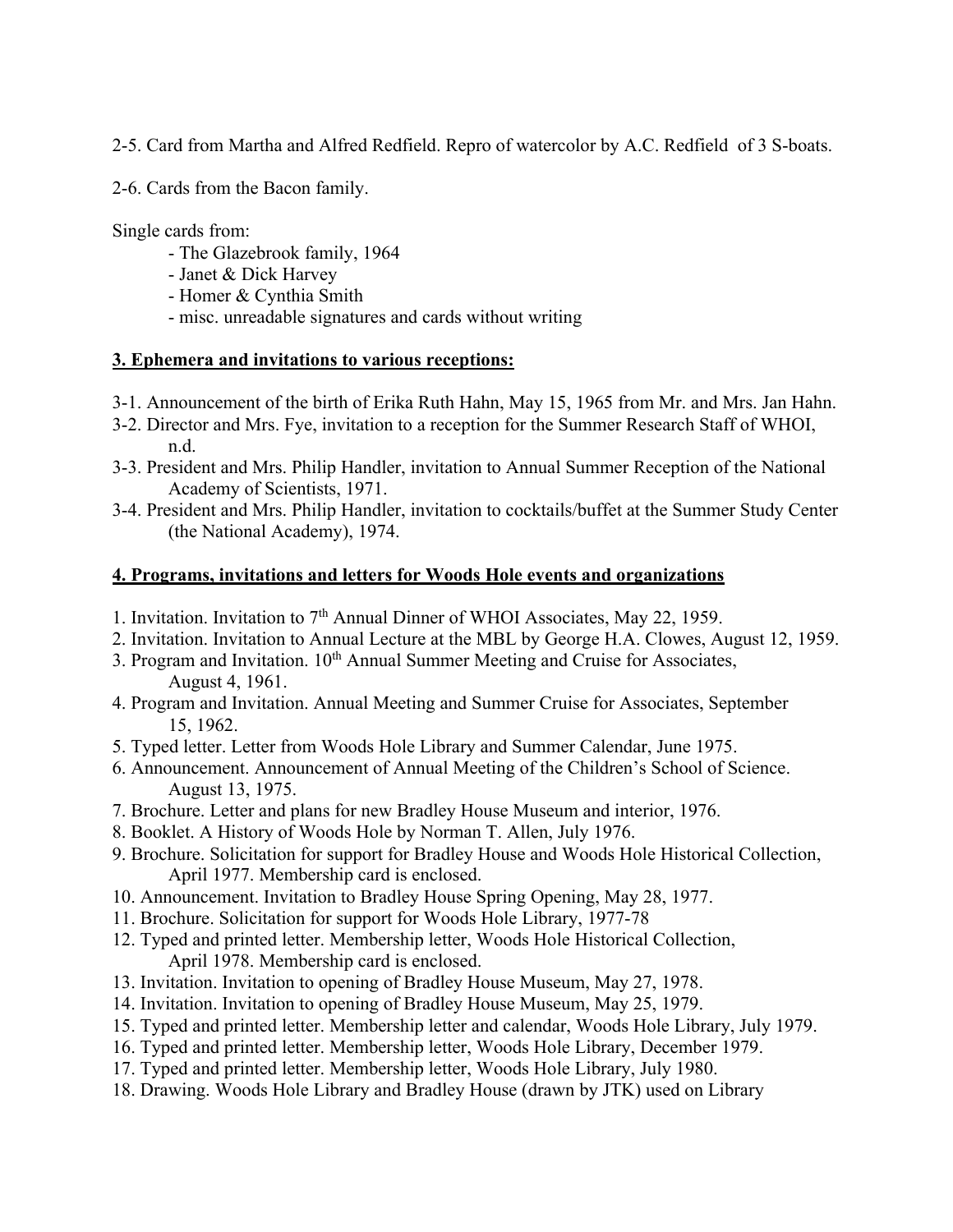2-5. Card from Martha and Alfred Redfield. Repro of watercolor by A.C. Redfield of 3 S-boats.

2-6. Cards from the Bacon family.

Single cards from:

- The Glazebrook family, 1964
- Janet & Dick Harvey
- Homer & Cynthia Smith
- misc. unreadable signatures and cards without writing

**3. Ephemera and invitations to various receptions:**

3-1. Announcement of the birth of Erika Ruth Hahn, May 15, 1965 from Mr. and Mrs. Jan Hahn.
3-2. Director and Mrs. Fye, invitation to a reception for the Summer Research Staff of WHOI, n.d.
3-3. President and Mrs. Philip Handler, invitation to Annual Summer Reception of the National Academy of Scientists, 1971.
3-4. President and Mrs. Philip Handler, invitation to cocktails/buffet at the Summer Study Center (the National Academy), 1974.

**4. Programs, invitations and letters for Woods Hole events and organizations**

1. Invitation. Invitation to 7th Annual Dinner of WHOI Associates, May 22, 1959.
2. Invitation. Invitation to Annual Lecture at the MBL by George H.A. Clowes, August 12, 1959.
3. Program and Invitation. 10th Annual Summer Meeting and Cruise for Associates, August 4, 1961.
4. Program and Invitation. Annual Meeting and Summer Cruise for Associates, September 15, 1962.
5. Typed letter. Letter from Woods Hole Library and Summer Calendar, June 1975.
6. Announcement. Announcement of Annual Meeting of the Children's School of Science. August 13, 1975.
7. Brochure. Letter and plans for new Bradley House Museum and interior, 1976.
8. Booklet. A History of Woods Hole by Norman T. Allen, July 1976.
9. Brochure. Solicitation for support for Bradley House and Woods Hole Historical Collection, April 1977. Membership card is enclosed.
10. Announcement. Invitation to Bradley House Spring Opening, May 28, 1977.
11. Brochure. Solicitation for support for Woods Hole Library, 1977-78
12. Typed and printed letter. Membership letter, Woods Hole Historical Collection, April 1978. Membership card is enclosed.
13. Invitation. Invitation to opening of Bradley House Museum, May 27, 1978.
14. Invitation. Invitation to opening of Bradley House Museum, May 25, 1979.
15. Typed and printed letter. Membership letter and calendar, Woods Hole Library, July 1979.
16. Typed and printed letter. Membership letter, Woods Hole Library, December 1979.
17. Typed and printed letter. Membership letter, Woods Hole Library, July 1980.
18. Drawing. Woods Hole Library and Bradley House (drawn by JTK) used on Library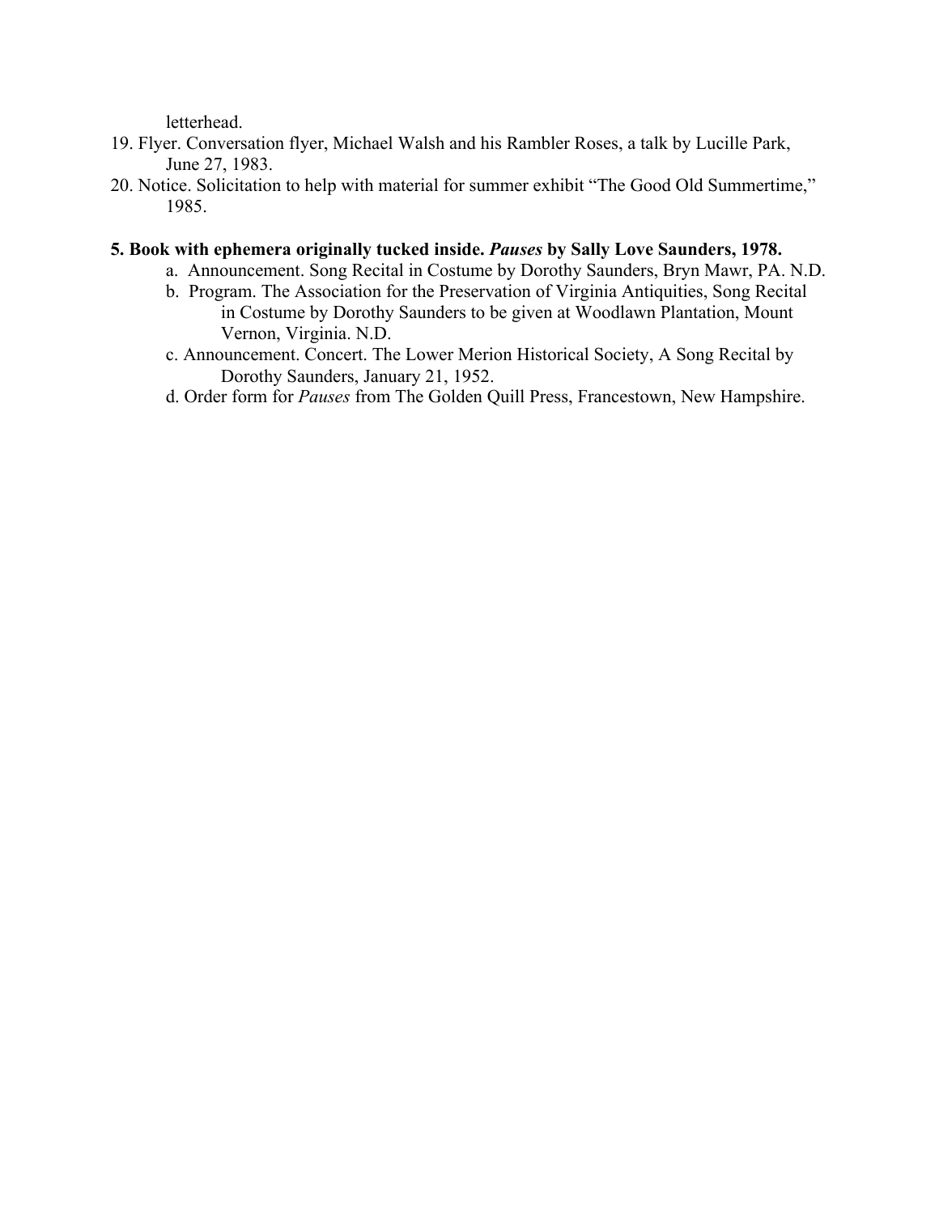letterhead.

19. Flyer. Conversation flyer, Michael Walsh and his Rambler Roses, a talk by Lucille Park, June 27, 1983.
20. Notice. Solicitation to help with material for summer exhibit "The Good Old Summertime," 1985.

**5. Book with ephemera originally tucked inside. *Pauses* by Sally Love Saunders, 1978.**

- a. Announcement. Song Recital in Costume by Dorothy Saunders, Bryn Mawr, PA. N.D.
- b. Program. The Association for the Preservation of Virginia Antiquities, Song Recital in Costume by Dorothy Saunders to be given at Woodlawn Plantation, Mount Vernon, Virginia. N.D.
- c. Announcement. Concert. The Lower Merion Historical Society, A Song Recital by Dorothy Saunders, January 21, 1952.
- d. Order form for *Pauses* from The Golden Quill Press, Francestown, New Hampshire.